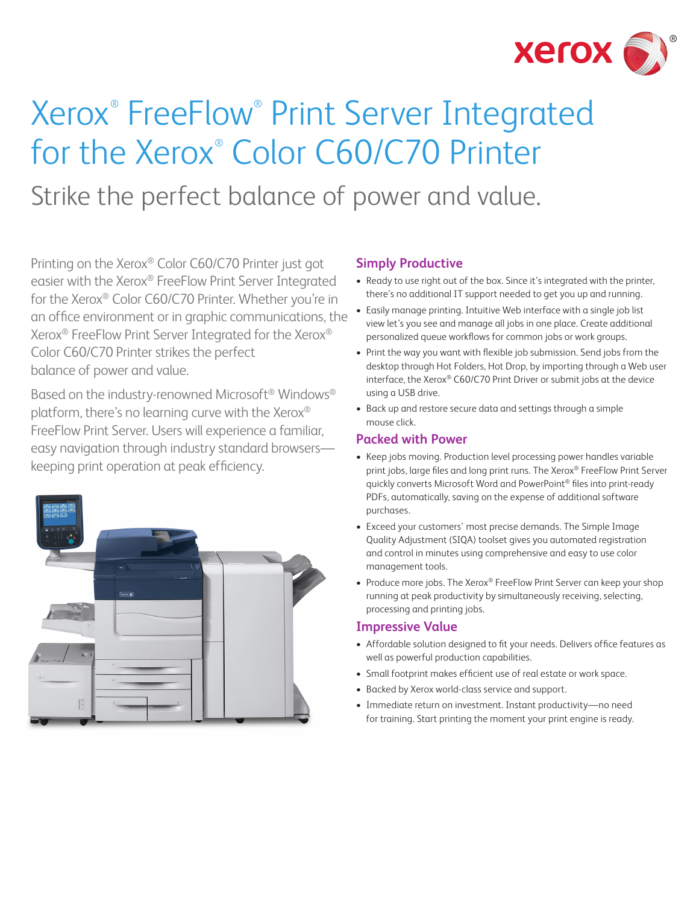# Xerox® FreeFlow® Print Server Integrated for the Xerox® Color C60/C70 Printer

## Strike the perfect balance of power and value.

Printing on the Xerox® Color C60/C70 Printer just got easier with the Xerox® FreeFlow Print Server Integrated for the Xerox® Color C60/C70 Printer. Whether you're in an office environment or in graphic communications, the Xerox® FreeFlow Print Server Integrated for the Xerox® Color C60/C70 Printer strikes the perfect balance of power and value.

Based on the industry-renowned Microsoft® Windows® platform, there's no learning curve with the Xerox® FreeFlow Print Server. Users will experience a familiar, easy navigation through industry standard browsers—keeping print operation at peak efficiency.

### Simply Productive

- Ready to use right out of the box. Since it's integrated with the printer, there's no additional IT support needed to get you up and running.
- Easily manage printing. Intuitive Web interface with a single job list view let's you see and manage all jobs in one place. Create additional personalized queue workflows for common jobs or work groups.
- Print the way you want with flexible job submission. Send jobs from the desktop through Hot Folders, Hot Drop, by importing through a Web user interface, the Xerox® C60/C70 Print Driver or submit jobs at the device using a USB drive.
- Back up and restore secure data and settings through a simple mouse click.

### Packed with Power

- Keep jobs moving. Production level processing power handles variable print jobs, large files and long print runs. The Xerox® FreeFlow Print Server quickly converts Microsoft Word and PowerPoint® files into print-ready PDFs, automatically, saving on the expense of additional software purchases.
- Exceed your customers' most precise demands. The Simple Image Quality Adjustment (SIQA) toolset gives you automated registration and control in minutes using comprehensive and easy to use color management tools.
- Produce more jobs. The Xerox® FreeFlow Print Server can keep your shop running at peak productivity by simultaneously receiving, selecting, processing and printing jobs.

### Impressive Value

- Affordable solution designed to fit your needs. Delivers office features as well as powerful production capabilities.
- Small footprint makes efficient use of real estate or work space.
- Backed by Xerox world-class service and support.
- Immediate return on investment. Instant productivity—no need for training. Start printing the moment your print engine is ready.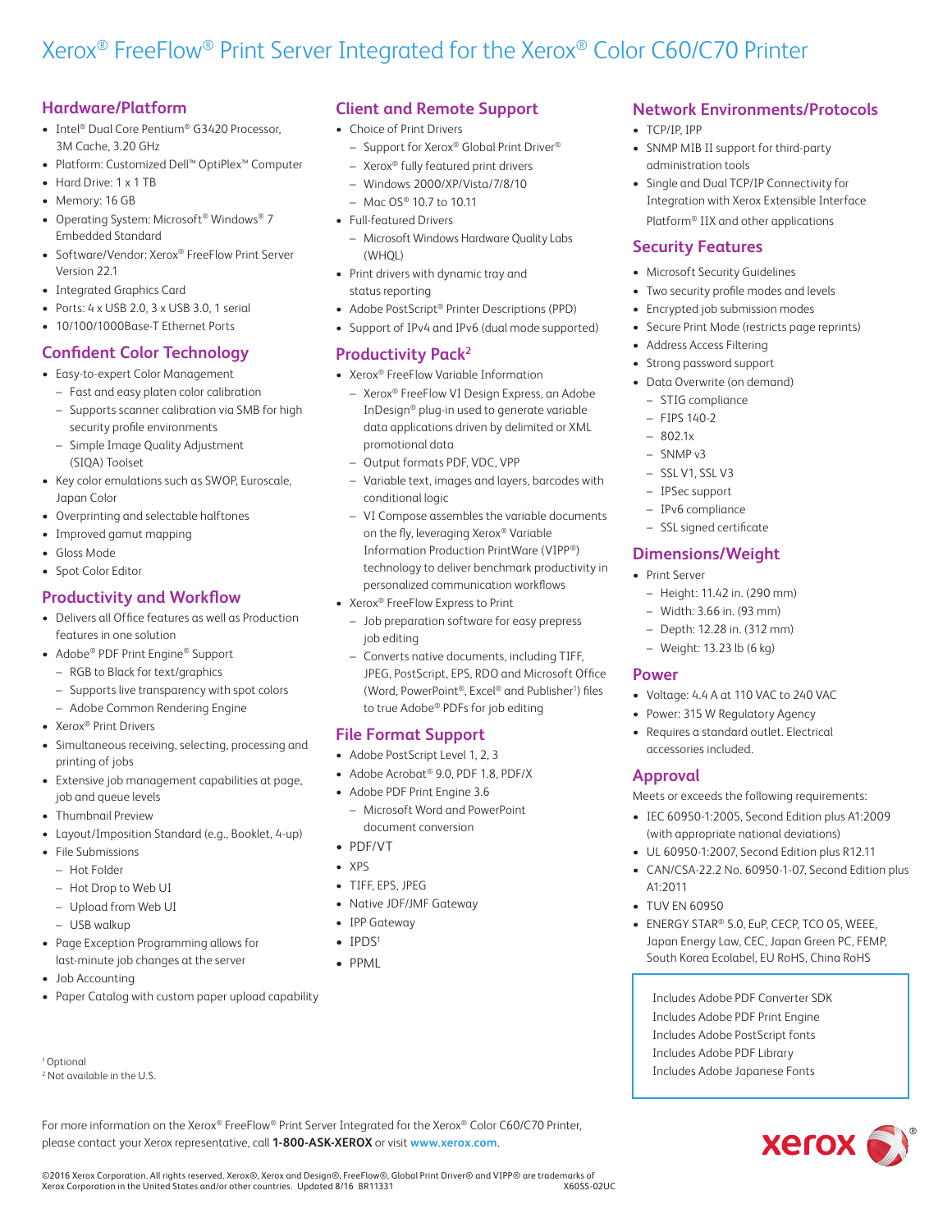# Xerox® FreeFlow® Print Server Integrated for the Xerox® Color C60/C70 Printer

## Hardware/Platform

- Intel® Dual Core Pentium® G3420 Processor, 3M Cache, 3.20 GHz
- Platform: Customized Dell™ OptiPlex™ Computer
- Hard Drive: 1 x 1 TB
- Memory: 16 GB
- Operating System: Microsoft® Windows® 7 Embedded Standard
- Software/Vendor: Xerox® FreeFlow Print Server Version 22.1
- Integrated Graphics Card
- Ports: 4 x USB 2.0, 3 x USB 3.0, 1 serial
- 10/100/1000Base-T Ethernet Ports

## Confident Color Technology

- Easy-to-expert Color Management
  - Fast and easy platen color calibration
  - Supports scanner calibration via SMB for high security profile environments
  - Simple Image Quality Adjustment (SIQA) Toolset
- Key color emulations such as SWOP, Euroscale, Japan Color
- Overprinting and selectable halftones
- Improved gamut mapping
- Gloss Mode
- Spot Color Editor

## Productivity and Workflow

- Delivers all Office features as well as Production features in one solution
- Adobe® PDF Print Engine® Support
  - RGB to Black for text/graphics
  - Supports live transparency with spot colors
  - Adobe Common Rendering Engine
- Xerox® Print Drivers
- Simultaneous receiving, selecting, processing and printing of jobs
- Extensive job management capabilities at page, job and queue levels
- Thumbnail Preview
- Layout/Imposition Standard (e.g., Booklet, 4-up)
- File Submissions
  - Hot Folder
  - Hot Drop to Web UI
  - Upload from Web UI
  - USB walkup
- Page Exception Programming allows for last-minute job changes at the server
- Job Accounting
- Paper Catalog with custom paper upload capability

## Client and Remote Support

- Choice of Print Drivers
  - Support for Xerox® Global Print Driver®
  - Xerox® fully featured print drivers
  - Windows 2000/XP/Vista/7/8/10
  - Mac OS® 10.7 to 10.11
- Full-featured Drivers
  - Microsoft Windows Hardware Quality Labs (WHQL)
- Print drivers with dynamic tray and status reporting
- Adobe PostScript® Printer Descriptions (PPD)
- Support of IPv4 and IPv6 (dual mode supported)

## Productivity Pack[2]

- Xerox® FreeFlow Variable Information
  - Xerox® FreeFlow VI Design Express, an Adobe InDesign® plug-in used to generate variable data applications driven by delimited or XML promotional data
  - Output formats PDF, VDC, VPP
  - Variable text, images and layers, barcodes with conditional logic
  - VI Compose assembles the variable documents on the fly, leveraging Xerox® Variable Information Production PrintWare (VIPP®) technology to deliver benchmark productivity in personalized communication workflows
- Xerox® FreeFlow Express to Print
  - Job preparation software for easy prepress job editing
  - Converts native documents, including TIFF, JPEG, PostScript, EPS, RDO and Microsoft Office (Word, PowerPoint®, Excel® and Publisher[1]) files to true Adobe® PDFs for job editing

## File Format Support

- Adobe PostScript Level 1, 2, 3
- Adobe Acrobat® 9.0, PDF 1.8, PDF/X
- Adobe PDF Print Engine 3.6
  - Microsoft Word and PowerPoint document conversion
- PDF/VT
- XPS
- TIFF, EPS, JPEG
- Native JDF/JMF Gateway
- IPP Gateway
- IPDS[1]
- PPML

## Network Environments/Protocols

- TCP/IP, IPP
- SNMP MIB II support for third-party administration tools
- Single and Dual TCP/IP Connectivity for Integration with Xerox Extensible Interface Platform® IIX and other applications

## Security Features

- Microsoft Security Guidelines
- Two security profile modes and levels
- Encrypted job submission modes
- Secure Print Mode (restricts page reprints)
- Address Access Filtering
- Strong password support
- Data Overwrite (on demand)
  - STIG compliance
  - FIPS 140-2
  - 802.1x
  - SNMP v3
  - SSL V1, SSL V3
  - IPSec support
  - IPv6 compliance
  - SSL signed certificate

## Dimensions/Weight

- Print Server
  - Height: 11.42 in. (290 mm)
  - Width: 3.66 in. (93 mm)
  - Depth: 12.28 in. (312 mm)
  - Weight: 13.23 lb (6 kg)

## Power

- Voltage: 4.4 A at 110 VAC to 240 VAC
- Power: 315 W Regulatory Agency
- Requires a standard outlet. Electrical accessories included.

## Approval

Meets or exceeds the following requirements:

- IEC 60950-1:2005, Second Edition plus A1:2009 (with appropriate national deviations)
- UL 60950-1:2007, Second Edition plus R12.11
- CAN/CSA-22.2 No. 60950-1-07, Second Edition plus A1:2011
- TUV EN 60950
- ENERGY STAR® 5.0, EuP, CECP, TCO 05, WEEE, Japan Energy Law, CEC, Japan Green PC, FEMP, South Korea Ecolabel, EU RoHS, China RoHS

Includes Adobe PDF Converter SDK
Includes Adobe PDF Print Engine
Includes Adobe PostScript fonts
Includes Adobe PDF Library
Includes Adobe Japanese Fonts

[1] Optional
[2] Not available in the U.S.

For more information on the Xerox® FreeFlow® Print Server Integrated for the Xerox® Color C60/C70 Printer, please contact your Xerox representative, call **1-800-ASK-XEROX** or visit **www.xerox.com**.

©2016 Xerox Corporation. All rights reserved. Xerox®, Xerox and Design®, FreeFlow®, Global Print Driver® and VIPP® are trademarks of Xerox Corporation in the United States and/or other countries. Updated 8/16 BR11331 X60SS-02UC